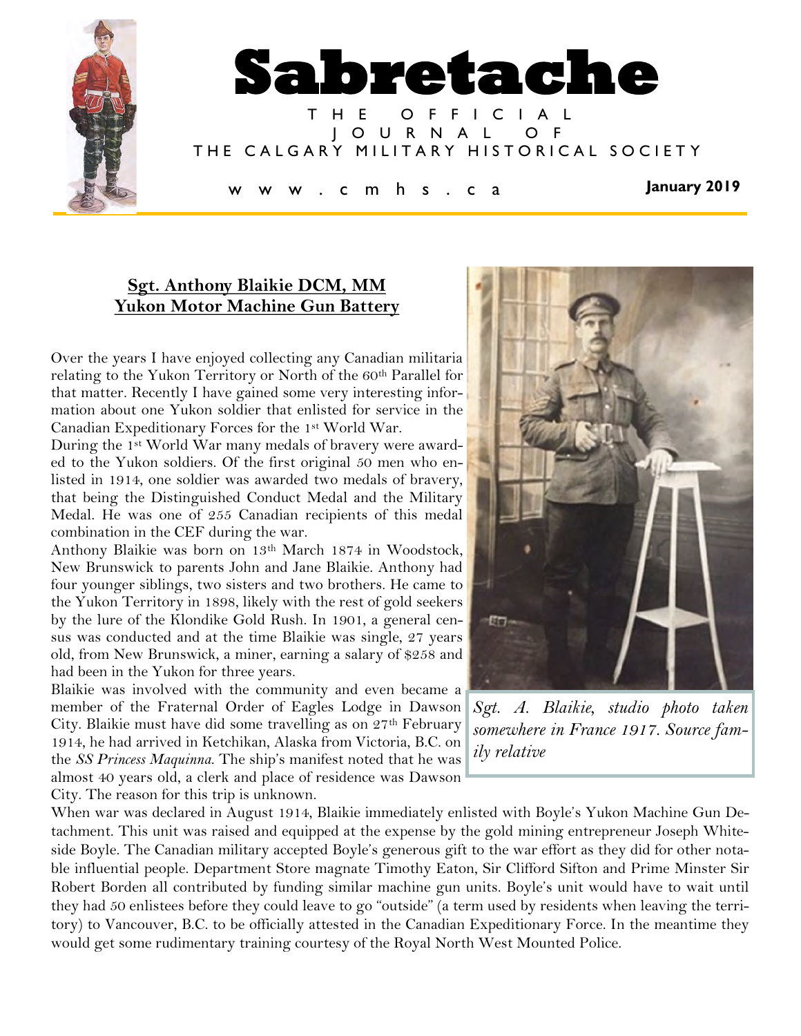# Sabretache

THE OFFICIAL JOURNAL OF THE CALGARY MILITARY HISTORICAL SOCIETY

www.cmhs.ca

**January 2019**

## Sgt. Anthony Blaikie DCM, MM
## Yukon Motor Machine Gun Battery

Over the years I have enjoyed collecting any Canadian militaria relating to the Yukon Territory or North of the 60th Parallel for that matter. Recently I have gained some very interesting information about one Yukon soldier that enlisted for service in the Canadian Expeditionary Forces for the 1st World War.

During the 1st World War many medals of bravery were awarded to the Yukon soldiers. Of the first original 50 men who enlisted in 1914, one soldier was awarded two medals of bravery, that being the Distinguished Conduct Medal and the Military Medal. He was one of 255 Canadian recipients of this medal combination in the CEF during the war.

Anthony Blaikie was born on 13th March 1874 in Woodstock, New Brunswick to parents John and Jane Blaikie. Anthony had four younger siblings, two sisters and two brothers. He came to the Yukon Territory in 1898, likely with the rest of gold seekers by the lure of the Klondike Gold Rush. In 1901, a general census was conducted and at the time Blaikie was single, 27 years old, from New Brunswick, a miner, earning a salary of $258 and had been in the Yukon for three years.

Blaikie was involved with the community and even became a member of the Fraternal Order of Eagles Lodge in Dawson City. Blaikie must have did some travelling as on 27th February 1914, he had arrived in Ketchikan, Alaska from Victoria, B.C. on the *SS Princess Maquinna*. The ship's manifest noted that he was almost 40 years old, a clerk and place of residence was Dawson City. The reason for this trip is unknown.

*Sgt. A. Blaikie, studio photo taken somewhere in France 1917. Source family relative*

When war was declared in August 1914, Blaikie immediately enlisted with Boyle's Yukon Machine Gun Detachment. This unit was raised and equipped at the expense by the gold mining entrepreneur Joseph Whiteside Boyle. The Canadian military accepted Boyle's generous gift to the war effort as they did for other notable influential people. Department Store magnate Timothy Eaton, Sir Clifford Sifton and Prime Minster Sir Robert Borden all contributed by funding similar machine gun units. Boyle's unit would have to wait until they had 50 enlistees before they could leave to go "outside" (a term used by residents when leaving the territory) to Vancouver, B.C. to be officially attested in the Canadian Expeditionary Force. In the meantime they would get some rudimentary training courtesy of the Royal North West Mounted Police.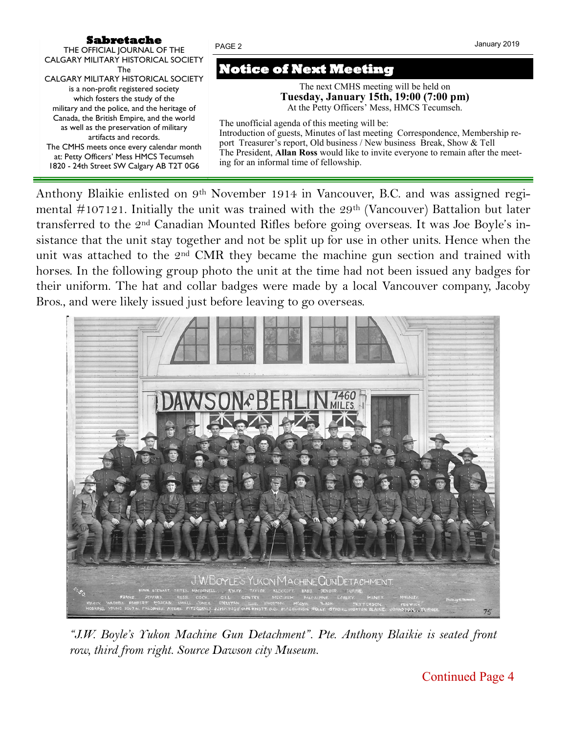**Sabretache**

THE OFFICIAL JOURNAL OF THE CALGARY MILITARY HISTORICAL SOCIETY

The CALGARY MILITARY HISTORICAL SOCIETY is a non-profit registered society which fosters the study of the military and the police, and the heritage of Canada, the British Empire, and the world as well as the preservation of military artifacts and records.

The CMHS meets once every calendar month at: Petty Officers' Mess HMCS Tecumseh 1820 - 24th Street SW Calgary AB T2T 0G6

## Notice of Next Meeting

The next CMHS meeting will be held on
**Tuesday, January 15th, 19:00 (7:00 pm)**
At the Petty Officers' Mess, HMCS Tecumseh.

The unofficial agenda of this meeting will be:
Introduction of guests, Minutes of last meeting Correspondence, Membership report Treasurer's report, Old business / New business Break, Show & Tell
The President, **Allan Ross** would like to invite everyone to remain after the meeting for an informal time of fellowship.

Anthony Blaikie enlisted on 9th November 1914 in Vancouver, B.C. and was assigned regimental #107121. Initially the unit was trained with the 29th (Vancouver) Battalion but later transferred to the 2nd Canadian Mounted Rifles before going overseas. It was Joe Boyle's insistance that the unit stay together and not be split up for use in other units. Hence when the unit was attached to the 2nd CMR they became the machine gun section and trained with horses. In the following group photo the unit at the time had not been issued any badges for their uniform. The hat and collar badges were made by a local Vancouver company, Jacoby Bros., and were likely issued just before leaving to go overseas.

*"J.W. Boyle's Yukon Machine Gun Detachment". Pte. Anthony Blaikie is seated front row, third from right. Source Dawson city Museum.*

Continued Page 4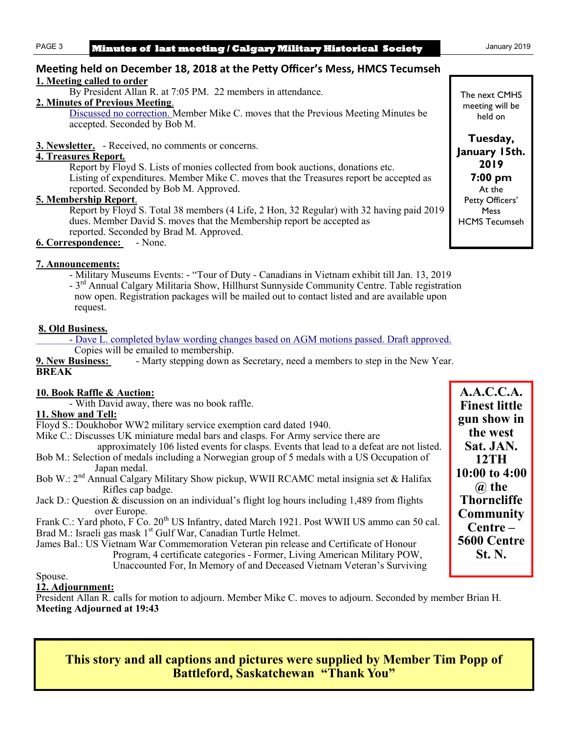## Minutes of last meeting / Calgary Military Historical Society

### Meeting held on December 18, 2018 at the Petty Officer's Mess, HMCS Tecumseh

**1. Meeting called to order**

By President Allan R. at 7:05 PM. 22 members in attendance.

**2. Minutes of Previous Meeting.**

Discussed no correction. Member Mike C. moves that the Previous Meeting Minutes be accepted. Seconded by Bob M.

**3. Newsletter.** - Received, no comments or concerns.

**4. Treasures Report.**

Report by Floyd S. Lists of monies collected from book auctions, donations etc. Listing of expenditures. Member Mike C. moves that the Treasures report be accepted as reported. Seconded by Bob M. Approved.

**5. Membership Report.**

Report by Floyd S. Total 38 members (4 Life, 2 Hon, 32 Regular) with 32 having paid 2019 dues. Member David S. moves that the Membership report be accepted as reported. Seconded by Brad M. Approved.

**6. Correspondence:** - None.

**7. Announcements:**

- Military Museums Events: - "Tour of Duty - Canadians in Vietnam exhibit till Jan. 13, 2019
- 3rd Annual Calgary Militaria Show, Hillhurst Sunnyside Community Centre. Table registration now open. Registration packages will be mailed out to contact listed and are available upon request.

**8. Old Business.**

- Dave L. completed bylaw wording changes based on AGM motions passed. Draft approved. Copies will be emailed to membership.

**9. New Business:** - Marty stepping down as Secretary, need a members to step in the New Year.

**BREAK**

**10. Book Raffle & Auction:**

- With David away, there was no book raffle.

**11. Show and Tell:**

Floyd S.: Doukhobor WW2 military service exemption card dated 1940.

Mike C.: Discusses UK miniature medal bars and clasps. For Army service there are approximately 106 listed events for clasps. Events that lead to a defeat are not listed.

Bob M.: Selection of medals including a Norwegian group of 5 medals with a US Occupation of Japan medal.

Bob W.: 2nd Annual Calgary Military Show pickup, WWII RCAMC metal insignia set & Halifax Rifles cap badge.

Jack D.: Question & discussion on an individual's flight log hours including 1,489 from flights over Europe.

Frank C.: Yard photo, F Co. 20th US Infantry, dated March 1921. Post WWII US ammo can 50 cal.

Brad M.: Israeli gas mask 1st Gulf War, Canadian Turtle Helmet.

James Bal.: US Vietnam War Commemoration Veteran pin release and Certificate of Honour Program, 4 certificate categories - Former, Living American Military POW, Unaccounted For, In Memory of and Deceased Vietnam Veteran's Surviving Spouse.

**12. Adjournment:**

President Allan R. calls for motion to adjourn. Member Mike C. moves to adjourn. Seconded by member Brian H.

**Meeting Adjourned at 19:43**

---

The next CMHS meeting will be held on

**Tuesday, January 15th. 2019**
**7:00 pm**
At the Petty Officers' Mess
HCMS Tecumseh

---

**A.A.C.C.A.**
**Finest little gun show in the west**
**Sat. JAN. 12TH**
**10:00 to 4:00 @ the Thorncliffe Community Centre – 5600 Centre St. N.**

---

**This story and all captions and pictures were supplied by Member Tim Popp of Battleford, Saskatchewan "Thank You"**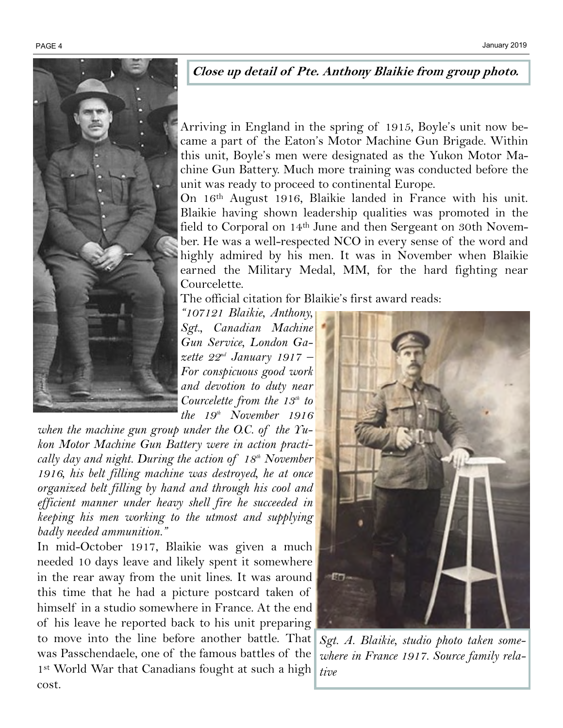**Close up detail of Pte. Anthony Blaikie from group photo.**

Arriving in England in the spring of 1915, Boyle's unit now became a part of the Eaton's Motor Machine Gun Brigade. Within this unit, Boyle's men were designated as the Yukon Motor Machine Gun Battery. Much more training was conducted before the unit was ready to proceed to continental Europe.

On 16th August 1916, Blaikie landed in France with his unit. Blaikie having shown leadership qualities was promoted in the field to Corporal on 14th June and then Sergeant on 30th November. He was a well-respected NCO in every sense of the word and highly admired by his men. It was in November when Blaikie earned the Military Medal, MM, for the hard fighting near Courcelette.

The official citation for Blaikie's first award reads:

*"107121 Blaikie, Anthony, Sgt., Canadian Machine Gun Service, London Gazette 22nd January 1917 – For conspicuous good work and devotion to duty near Courcelette from the 13th to the 19th November 1916 when the machine gun group under the O.C. of the Yukon Motor Machine Gun Battery were in action practically day and night. During the action of 18th November 1916, his belt filling machine was destroyed, he at once organized belt filling by hand and through his cool and efficient manner under heavy shell fire he succeeded in keeping his men working to the utmost and supplying badly needed ammunition."*

In mid-October 1917, Blaikie was given a much needed 10 days leave and likely spent it somewhere in the rear away from the unit lines. It was around this time that he had a picture postcard taken of himself in a studio somewhere in France. At the end of his leave he reported back to his unit preparing to move into the line before another battle. That was Passchendaele, one of the famous battles of the 1st World War that Canadians fought at such a high cost.

*Sgt. A. Blaikie, studio photo taken somewhere in France 1917. Source family relative*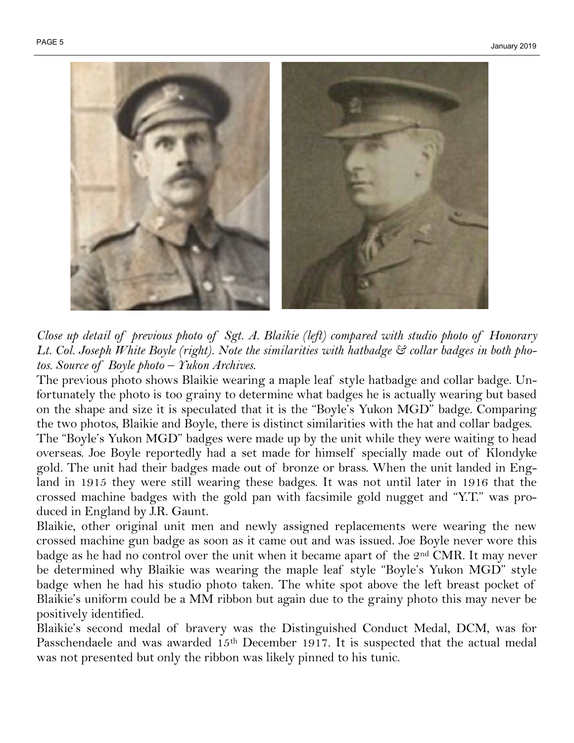*Close up detail of previous photo of Sgt. A. Blaikie (left) compared with studio photo of Honorary Lt. Col. Joseph White Boyle (right). Note the similarities with hatbadge & collar badges in both photos. Source of Boyle photo – Yukon Archives.*

The previous photo shows Blaikie wearing a maple leaf style hatbadge and collar badge. Unfortunately the photo is too grainy to determine what badges he is actually wearing but based on the shape and size it is speculated that it is the "Boyle's Yukon MGD" badge. Comparing the two photos, Blaikie and Boyle, there is distinct similarities with the hat and collar badges.

The "Boyle's Yukon MGD" badges were made up by the unit while they were waiting to head overseas. Joe Boyle reportedly had a set made for himself specially made out of Klondyke gold. The unit had their badges made out of bronze or brass. When the unit landed in England in 1915 they were still wearing these badges. It was not until later in 1916 that the crossed machine badges with the gold pan with facsimile gold nugget and "Y.T." was produced in England by J.R. Gaunt.

Blaikie, other original unit men and newly assigned replacements were wearing the new crossed machine gun badge as soon as it came out and was issued. Joe Boyle never wore this badge as he had no control over the unit when it became apart of the 2nd CMR. It may never be determined why Blaikie was wearing the maple leaf style "Boyle's Yukon MGD" style badge when he had his studio photo taken. The white spot above the left breast pocket of Blaikie's uniform could be a MM ribbon but again due to the grainy photo this may never be positively identified.

Blaikie's second medal of bravery was the Distinguished Conduct Medal, DCM, was for Passchendaele and was awarded 15th December 1917. It is suspected that the actual medal was not presented but only the ribbon was likely pinned to his tunic.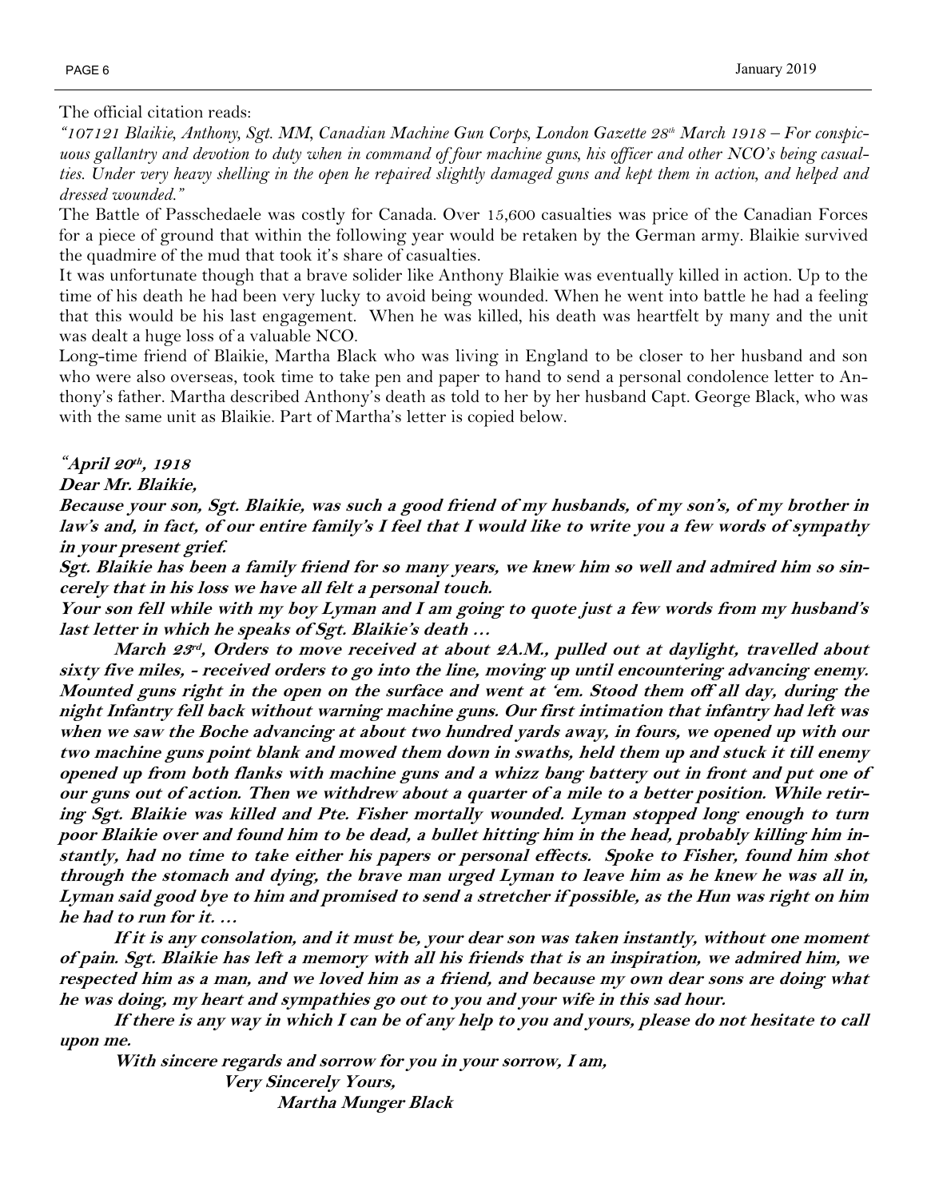The official citation reads:

*"107121 Blaikie, Anthony, Sgt. MM, Canadian Machine Gun Corps, London Gazette 28th March 1918 – For conspicuous gallantry and devotion to duty when in command of four machine guns, his officer and other NCO's being casualties. Under very heavy shelling in the open he repaired slightly damaged guns and kept them in action, and helped and dressed wounded."*

The Battle of Passchedaele was costly for Canada. Over 15,600 casualties was price of the Canadian Forces for a piece of ground that within the following year would be retaken by the German army. Blaikie survived the quadmire of the mud that took it's share of casualties.

It was unfortunate though that a brave solider like Anthony Blaikie was eventually killed in action. Up to the time of his death he had been very lucky to avoid being wounded. When he went into battle he had a feeling that this would be his last engagement. When he was killed, his death was heartfelt by many and the unit was dealt a huge loss of a valuable NCO.

Long-time friend of Blaikie, Martha Black who was living in England to be closer to her husband and son who were also overseas, took time to take pen and paper to hand to send a personal condolence letter to Anthony's father. Martha described Anthony's death as told to her by her husband Capt. George Black, who was with the same unit as Blaikie. Part of Martha's letter is copied below.

***"April 20th, 1918***

***Dear Mr. Blaikie,***

***Because your son, Sgt. Blaikie, was such a good friend of my husbands, of my son's, of my brother in law's and, in fact, of our entire family's I feel that I would like to write you a few words of sympathy in your present grief.***

***Sgt. Blaikie has been a family friend for so many years, we knew him so well and admired him so sincerely that in his loss we have all felt a personal touch.***

***Your son fell while with my boy Lyman and I am going to quote just a few words from my husband's last letter in which he speaks of Sgt. Blaikie's death …***

***March 23rd, Orders to move received at about 2A.M., pulled out at daylight, travelled about sixty five miles, - received orders to go into the line, moving up until encountering advancing enemy. Mounted guns right in the open on the surface and went at 'em. Stood them off all day, during the night Infantry fell back without warning machine guns. Our first intimation that infantry had left was when we saw the Boche advancing at about two hundred yards away, in fours, we opened up with our two machine guns point blank and mowed them down in swaths, held them up and stuck it till enemy opened up from both flanks with machine guns and a whizz bang battery out in front and put one of our guns out of action. Then we withdrew about a quarter of a mile to a better position. While retiring Sgt. Blaikie was killed and Pte. Fisher mortally wounded. Lyman stopped long enough to turn poor Blaikie over and found him to be dead, a bullet hitting him in the head, probably killing him instantly, had no time to take either his papers or personal effects. Spoke to Fisher, found him shot through the stomach and dying, the brave man urged Lyman to leave him as he knew he was all in, Lyman said good bye to him and promised to send a stretcher if possible, as the Hun was right on him he had to run for it. …***

***If it is any consolation, and it must be, your dear son was taken instantly, without one moment of pain. Sgt. Blaikie has left a memory with all his friends that is an inspiration, we admired him, we respected him as a man, and we loved him as a friend, and because my own dear sons are doing what he was doing, my heart and sympathies go out to you and your wife in this sad hour.***

***If there is any way in which I can be of any help to you and yours, please do not hesitate to call upon me.***

***With sincere regards and sorrow for you in your sorrow, I am,***

***Very Sincerely Yours,***

***Martha Munger Black***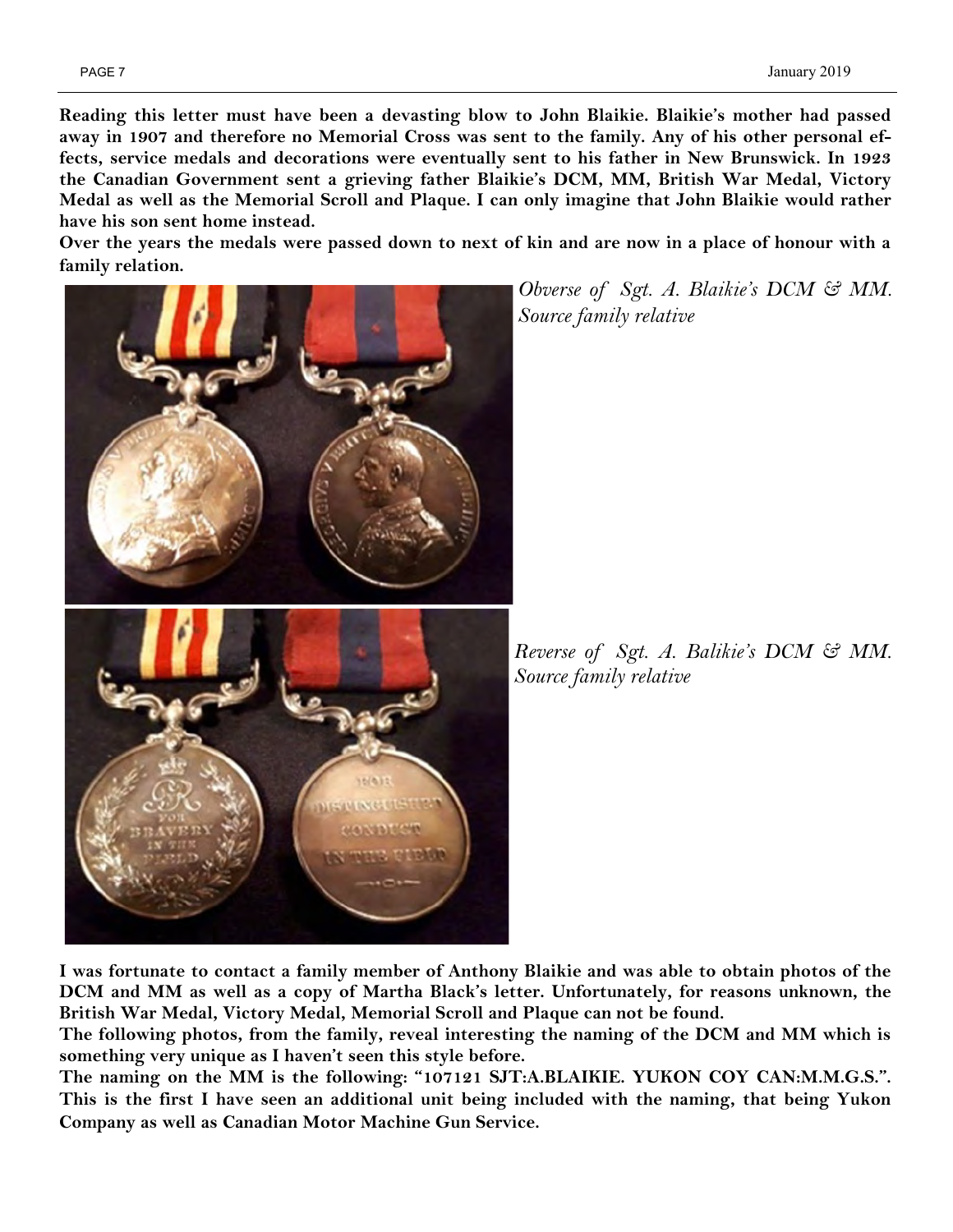**Reading this letter must have been a devasting blow to John Blaikie. Blaikie's mother had passed away in 1907 and therefore no Memorial Cross was sent to the family. Any of his other personal effects, service medals and decorations were eventually sent to his father in New Brunswick. In 1923 the Canadian Government sent a grieving father Blaikie's DCM, MM, British War Medal, Victory Medal as well as the Memorial Scroll and Plaque. I can only imagine that John Blaikie would rather have his son sent home instead.**

**Over the years the medals were passed down to next of kin and are now in a place of honour with a family relation.**

*Obverse of Sgt. A. Blaikie's DCM & MM. Source family relative*

*Reverse of Sgt. A. Balikie's DCM & MM. Source family relative*

**I was fortunate to contact a family member of Anthony Blaikie and was able to obtain photos of the DCM and MM as well as a copy of Martha Black's letter. Unfortunately, for reasons unknown, the British War Medal, Victory Medal, Memorial Scroll and Plaque can not be found.**

**The following photos, from the family, reveal interesting the naming of the DCM and MM which is something very unique as I haven't seen this style before.**

**The naming on the MM is the following: "107121 SJT:A.BLAIKIE. YUKON COY CAN:M.M.G.S.". This is the first I have seen an additional unit being included with the naming, that being Yukon Company as well as Canadian Motor Machine Gun Service.**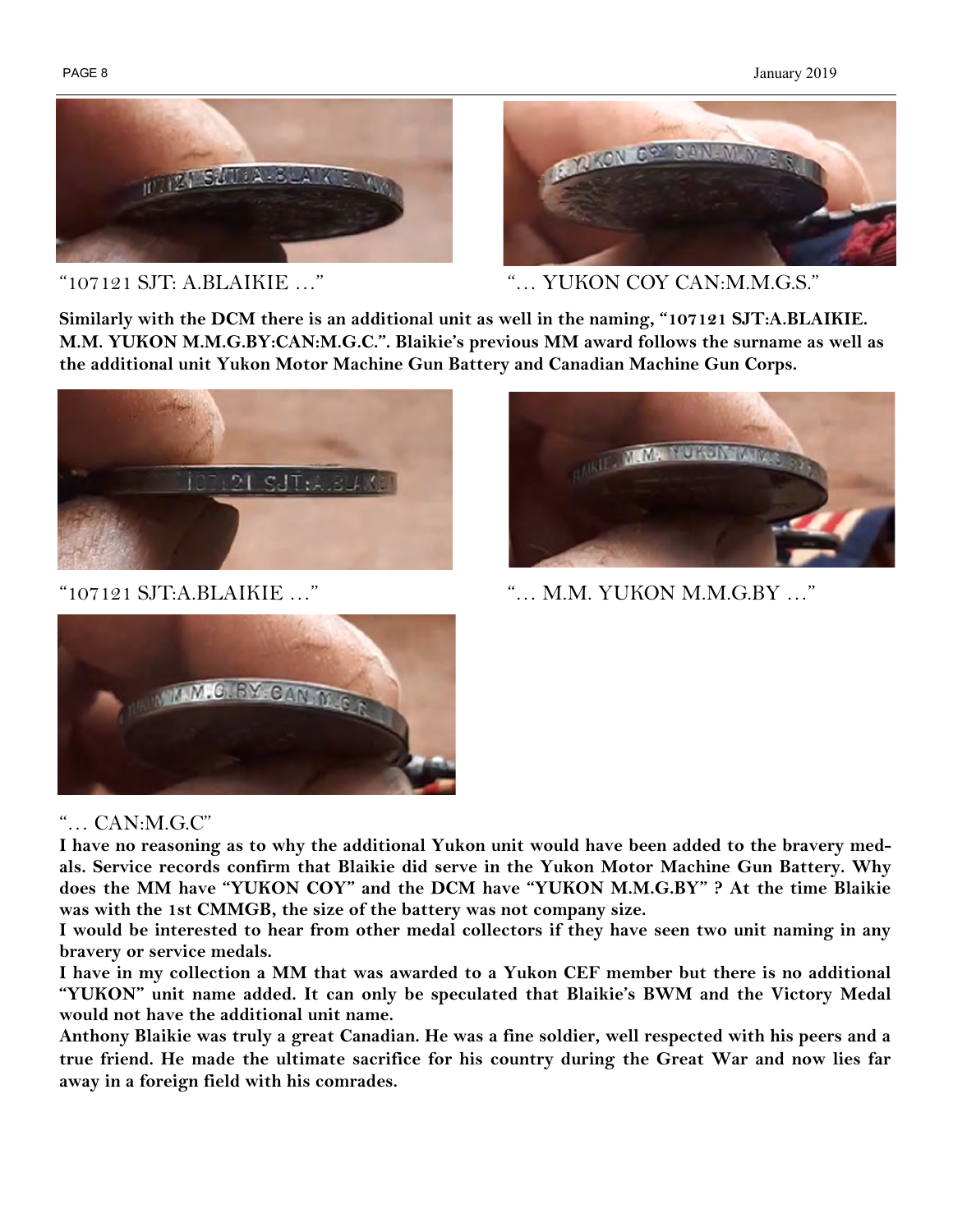"107121 SJT: A.BLAIKIE …"

"… YUKON COY CAN:M.M.G.S."

**Similarly with the DCM there is an additional unit as well in the naming, "107121 SJT:A.BLAIKIE. M.M. YUKON M.M.G.BY:CAN:M.G.C.". Blaikie's previous MM award follows the surname as well as the additional unit Yukon Motor Machine Gun Battery and Canadian Machine Gun Corps.**

"107121 SJT:A.BLAIKIE …"

"… M.M. YUKON M.M.G.BY …"

"… CAN:M.G.C"

**I have no reasoning as to why the additional Yukon unit would have been added to the bravery medals. Service records confirm that Blaikie did serve in the Yukon Motor Machine Gun Battery. Why does the MM have "YUKON COY" and the DCM have "YUKON M.M.G.BY" ? At the time Blaikie was with the 1st CMMGB, the size of the battery was not company size.**

**I would be interested to hear from other medal collectors if they have seen two unit naming in any bravery or service medals.**

**I have in my collection a MM that was awarded to a Yukon CEF member but there is no additional "YUKON" unit name added. It can only be speculated that Blaikie's BWM and the Victory Medal would not have the additional unit name.**

**Anthony Blaikie was truly a great Canadian. He was a fine soldier, well respected with his peers and a true friend. He made the ultimate sacrifice for his country during the Great War and now lies far away in a foreign field with his comrades.**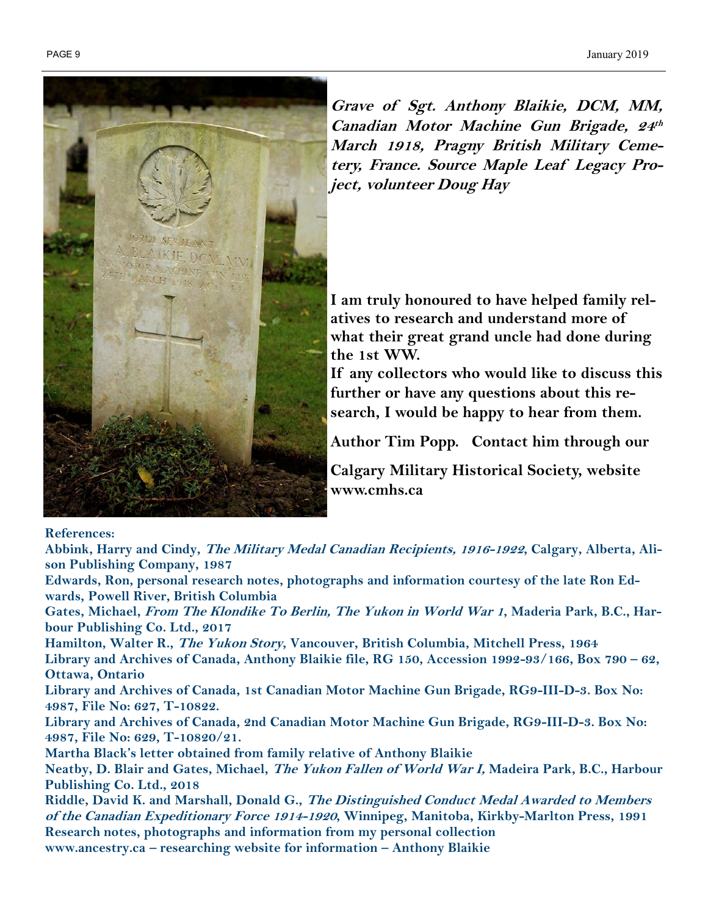**Grave of Sgt. Anthony Blaikie, DCM, MM, Canadian Motor Machine Gun Brigade, 24th March 1918, Pragny British Military Cemetery, France. Source Maple Leaf Legacy Project, volunteer Doug Hay**

**I am truly honoured to have helped family relatives to research and understand more of what their great grand uncle had done during the 1st WW.**

**If any collectors who would like to discuss this further or have any questions about this research, I would be happy to hear from them.**

**Author Tim Popp. Contact him through our Calgary Military Historical Society, website www.cmhs.ca**

**References:**

**Abbink, Harry and Cindy, *The Military Medal Canadian Recipients, 1916-1922*, Calgary, Alberta, Alison Publishing Company, 1987**

**Edwards, Ron, personal research notes, photographs and information courtesy of the late Ron Edwards, Powell River, British Columbia**

**Gates, Michael, *From The Klondike To Berlin, The Yukon in World War 1*, Maderia Park, B.C., Harbour Publishing Co. Ltd., 2017**

**Hamilton, Walter R., *The Yukon Story*, Vancouver, British Columbia, Mitchell Press, 1964**

**Library and Archives of Canada, Anthony Blaikie file, RG 150, Accession 1992-93/166, Box 790 – 62, Ottawa, Ontario**

**Library and Archives of Canada, 1st Canadian Motor Machine Gun Brigade, RG9-III-D-3. Box No: 4987, File No: 627, T-10822.**

**Library and Archives of Canada, 2nd Canadian Motor Machine Gun Brigade, RG9-III-D-3. Box No: 4987, File No: 629, T-10820/21.**

**Martha Black's letter obtained from family relative of Anthony Blaikie**

**Neatby, D. Blair and Gates, Michael, *The Yukon Fallen of World War I,* Madeira Park, B.C., Harbour Publishing Co. Ltd., 2018**

**Riddle, David K. and Marshall, Donald G., *The Distinguished Conduct Medal Awarded to Members of the Canadian Expeditionary Force 1914-1920*, Winnipeg, Manitoba, Kirkby-Marlton Press, 1991**

**Research notes, photographs and information from my personal collection**

**www.ancestry.ca – researching website for information – Anthony Blaikie**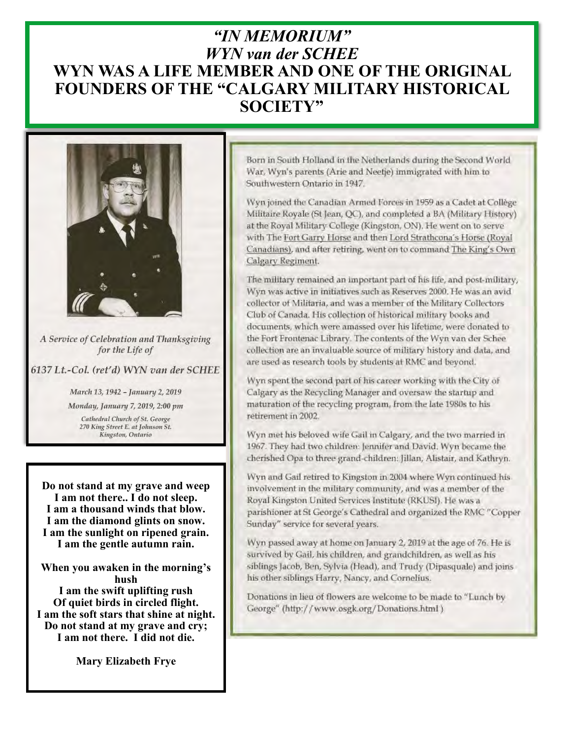# *"IN MEMORIUM"*
# *WYN van der SCHEE*
# WYN WAS A LIFE MEMBER AND ONE OF THE ORIGINAL FOUNDERS OF THE "CALGARY MILITARY HISTORICAL SOCIETY"

*A Service of Celebration and Thanksgiving for the Life of*

*6137 Lt.-Col. (ret'd) WYN van der SCHEE*

*March 13, 1942 – January 2, 2019*

*Monday, January 7, 2019, 2:00 pm*

*Cathedral Church of St. George*
*270 King Street E. at Johnson St.*
*Kingston, Ontario*

**Do not stand at my grave and weep**
**I am not there.. I do not sleep.**
**I am a thousand winds that blow.**
**I am the diamond glints on snow.**
**I am the sunlight on ripened grain.**
**I am the gentle autumn rain.**

**When you awaken in the morning's hush**
**I am the swift uplifting rush**
**Of quiet birds in circled flight.**
**I am the soft stars that shine at night.**
**Do not stand at my grave and cry;**
**I am not there. I did not die.**

**Mary Elizabeth Frye**

Born in South Holland in the Netherlands during the Second World War, Wyn's parents (Arie and Neetje) immigrated with him to Southwestern Ontario in 1947.

Wyn joined the Canadian Armed Forces in 1959 as a Cadet at Collège Militaire Royale (St Jean, QC), and completed a BA (Military History) at the Royal Military College (Kingston, ON). He went on to serve with The Fort Garry Horse and then Lord Strathcona's Horse (Royal Canadians), and after retiring, went on to command The King's Own Calgary Regiment.

The military remained an important part of his life, and post-military, Wyn was active in initiatives such as Reserves 2000. He was an avid collector of Militaria, and was a member of the Military Collectors Club of Canada. His collection of historical military books and documents, which were amassed over his lifetime, were donated to the Fort Frontenac Library. The contents of the Wyn van der Schee collection are an invaluable source of military history and data, and are used as research tools by students at RMC and beyond.

Wyn spent the second part of his career working with the City of Calgary as the Recycling Manager and oversaw the startup and maturation of the recycling program, from the late 1980s to his retirement in 2002.

Wyn met his beloved wife Gail in Calgary, and the two married in 1967. They had two children: Jennifer and David. Wyn became the cherished Opa to three grand-children: Jillan, Alistair, and Kathryn.

Wyn and Gail retired to Kingston in 2004 where Wyn continued his involvement in the military community, and was a member of the Royal Kingston United Services Institute (RKUSI). He was a parishioner at St George's Cathedral and organized the RMC "Copper Sunday" service for several years.

Wyn passed away at home on January 2, 2019 at the age of 76. He is survived by Gail, his children, and grandchildren, as well as his siblings Jacob, Ben, Sylvia (Head), and Trudy (Dipasquale) and joins his other siblings Harry, Nancy, and Cornelius.

Donations in lieu of flowers are welcome to be made to "Lunch by George" (http://www.osgk.org/Donations.html)